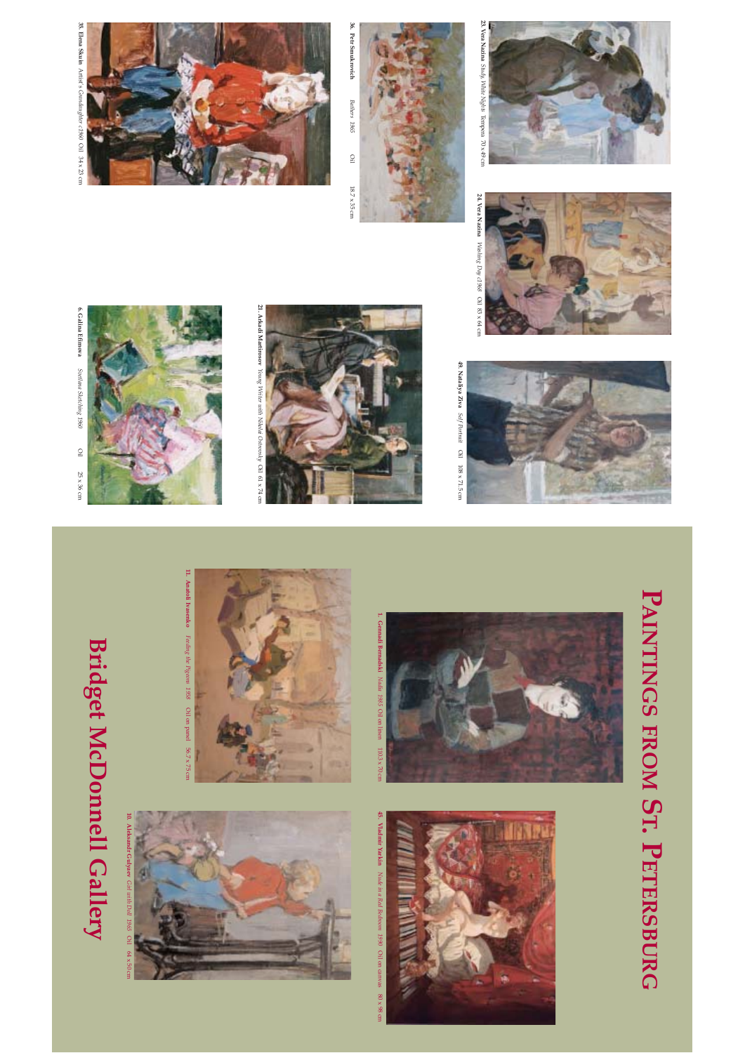# Paintings from St. Petersburg

## Bridget McDonnell Gallery

1. **Gennadi Bernadski** *Nadia* 1965 Oil on linen 110.5 x 70 cm

45. **Vladimir Yarkin** *Nude in a Red Bedroom* 1990 Oil on canvas 80 x 98 cm

11. **Anatoli Ivasenko** *Feeding the Pigeons* 1958 Oil on panel 56.7 x 75 cm

10. **Aleksandr Gulyaev** *Girl with Doll* 1965 Oil 64 x 50 cm

23. **Vera Nazina** *Study, White Nights* Tempera 70 x 49 cm

24. **Vera Nazina** *Washing Day* c1968 Oil 83 x 64 cm

49. **Natalya Ziva** *Self Portrait* Oil 108 x 71.5 cm

36. **Petr Smukrovich** *Bathers* 1965 Oil 18.7 x 35 cm

21. **Arkadi Martinsson** *Young Writer with Nikolai Ostrovsky* Oil 61 x 74 cm

35. **Elena Skuin** *Artist's Granddaughter* c1960 Oil 34 x 25 cm

6. **Galina Efimova** *Svetlana Sketching* 1960 Oil 25 x 36 cm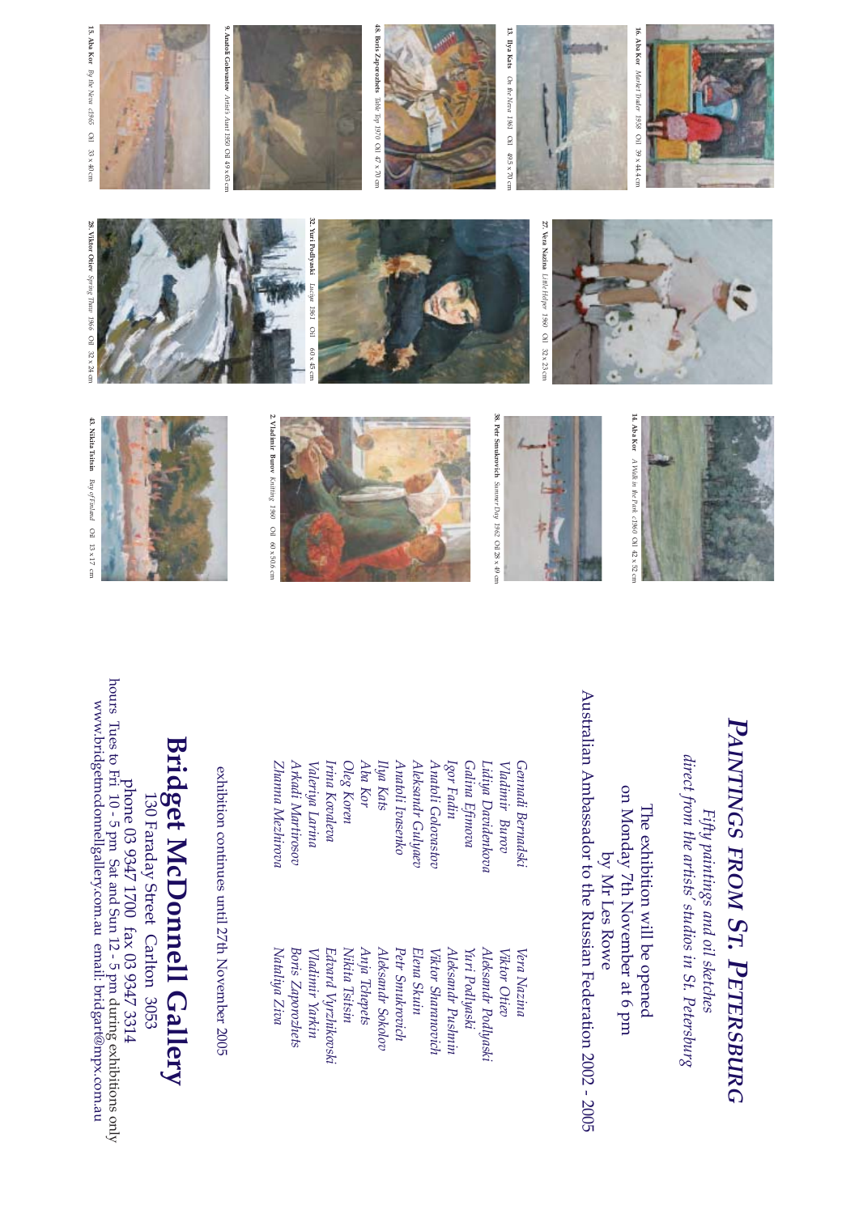16. Aba Kor *Market Trader* 1958 Oil 39 x 44.4 cm

13. Ilya Kats *On the Neva* 1961 Oil 49.5 x 70 cm

48. Boris Zaporozhets *Table Top* 1970 Oil 47 x 70 cm

9. Anatoli Golovastov *Artist's Aunt* 1950 Oil 49 x 63 cm

15. Aba Kor *By the Neva* c1945 Oil 33 x 40 cm

27. Vera Nazina *Little Helper* 1960 Oil 32 x 23 cm

32. Yuri Podlyaski *Lucija* 1961 Oil 60 x 45 cm

28. Viktor Otiev *Spring Thaw* 1966 Oil 32 x 24 cm

14. Aba Kor *A Walk in the Park* c1960 Oil 42 x 52 cm

38. Petr Smukrovich *Summer Day* 1962 Oil 28 x 49 cm

2. Vladimir Burov *Knitting* 1960 Oil 60 x 50.6 cm

43. Nikita Tsitsin *Bay of Finland* Oil 13 x 17 cm

# PAINTINGS FROM ST. PETERSBURG

*Fifty paintings and oil sketches*
*direct from the artists' studios in St. Petersburg*

The exhibition will be opened
on Monday 7th November at 6 pm
by Mr Les Rowe
Australian Ambassador to the Russian Federation 2002 - 2005

*Gennadi Bernadski*
*Vladimir Burov*
*Lidiya Davidenkova*
*Galina Efimova*
*Igor Fadin*
*Anatoli Golovastov*
*Aleksandr Gulyaev*
*Anatoli Ivasenko*
*Ilya Kats*
*Aba Kor*
*Oleg Koren*
*Irina Kovaleva*
*Valeriya Larina*
*Arkadi Martirosov*
*Zhanna Mezhirova*

*Vera Nazina*
*Viktor Otiev*
*Aleksandr Podlyaski*
*Yuri Podlyaski*
*Aleksandr Pushnin*
*Viktor Sharanovich*
*Elena Skuin*
*Petr Smukrovich*
*Aleksandr Sokolov*
*Anja Tchepets*
*Nikita Tsitsin*
*Edvard Vyrzhikovski*
*Vladimir Yankin*
*Boris Zaporozhets*
*Nataliya Ziva*

exhibition continues until 27th November 2005

## Bridget McDonnell Gallery

130 Faraday Street Carlton 3053
phone 03 9347 1700 fax 03 9347 3314
hours Tues to Fri 10 - 5 pm Sat and Sun 12 - 5 pm during exhibitions only
www.bridgetmcdonnellgallery.com.au email: bridgart@mpx.com.au